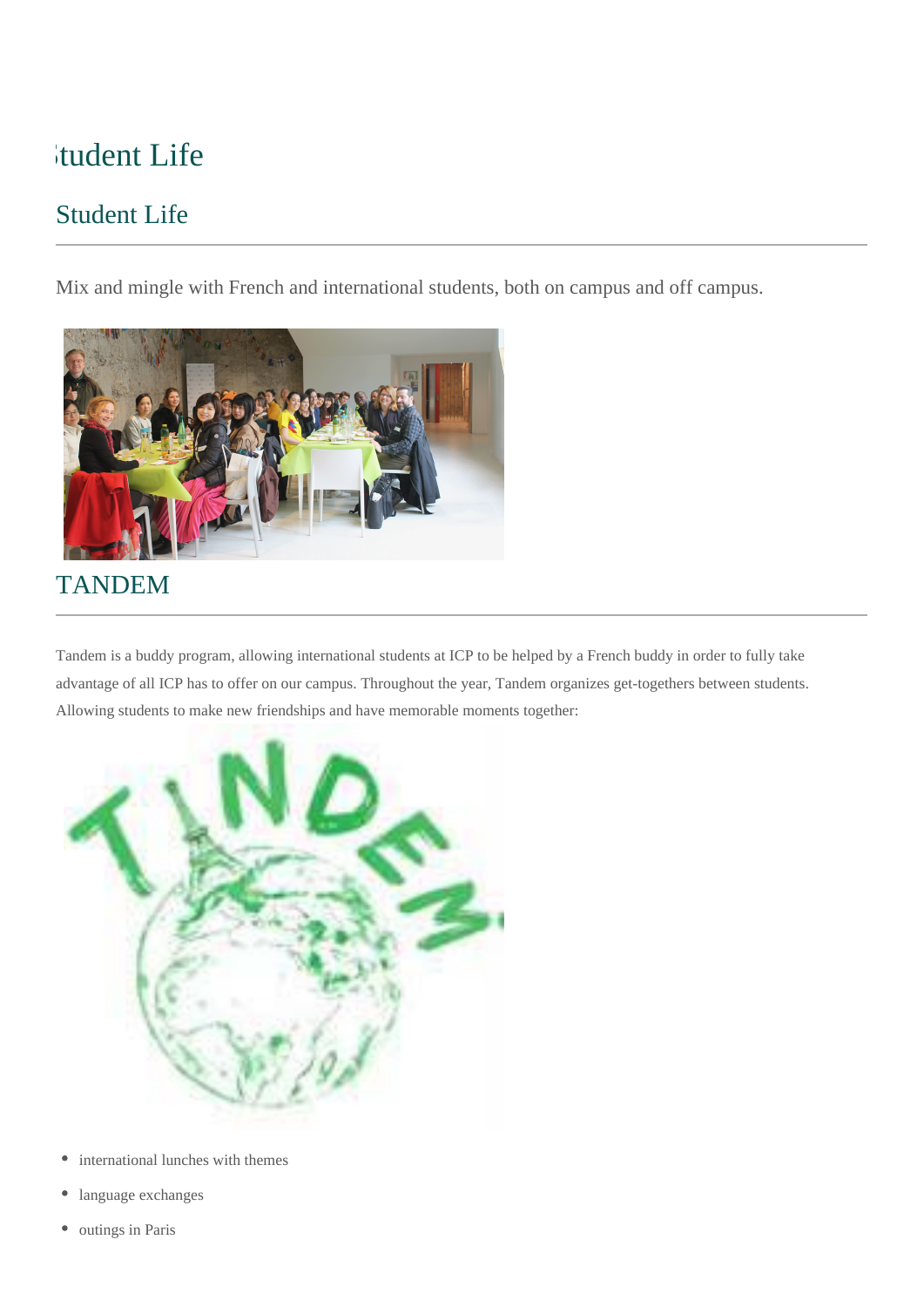# Student Life

## Student Life

Mix and mingle with French and international students, both on campus and off campus.

## TANDEM

Tandem is a buddy program, allowing international students at ICP to be helped by a French buddy in order to fully take advantage of all ICP has to offer on our campus. Throughout the year, Tandem organizes get-togethers between students. Allowing students to make new friendships and have memorable moments together:

- international lunches with themes
- language exchanges
- outings in Paris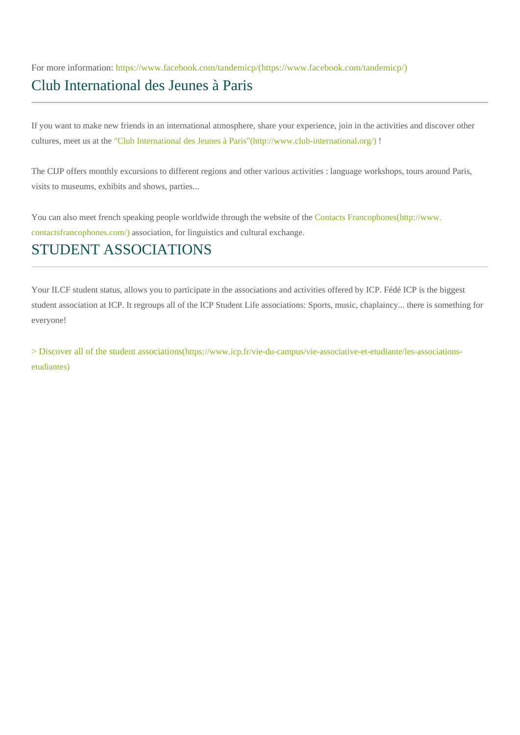For more information: [https://www.facebook.com/tandemicp/](https://www.facebook.com/tandemicp/)

## Club International des Jeunes à Paris

If you want to make new friends in an international atmosphere, share your experience, join in the activities and discover other cultures, meet us at the ["Club International des Jeunes à Paris"](http://www.club-international.org/) !

The CIJP offers monthly excursions to different regions and other various activities : language workshops, tours around Paris, visits to museums, exhibits and shows, parties...

You can also meet french speaking people worldwide through the website of the [Contacts Francophones](http://www.contactsfrancophones.com/) association, for linguistics and cultural exchange.

## STUDENT ASSOCIATIONS

Your ILCF student status, allows you to participate in the associations and activities offered by ICP. Fédé ICP is the biggest student association at ICP. It regroups all of the ICP Student Life associations: Sports, music, chaplaincy... there is something for everyone!

[> Discover all of the student associations](https://www.icp.fr/vie-du-campus/vie-associative-et-etudiante/les-associations-etudiantes)